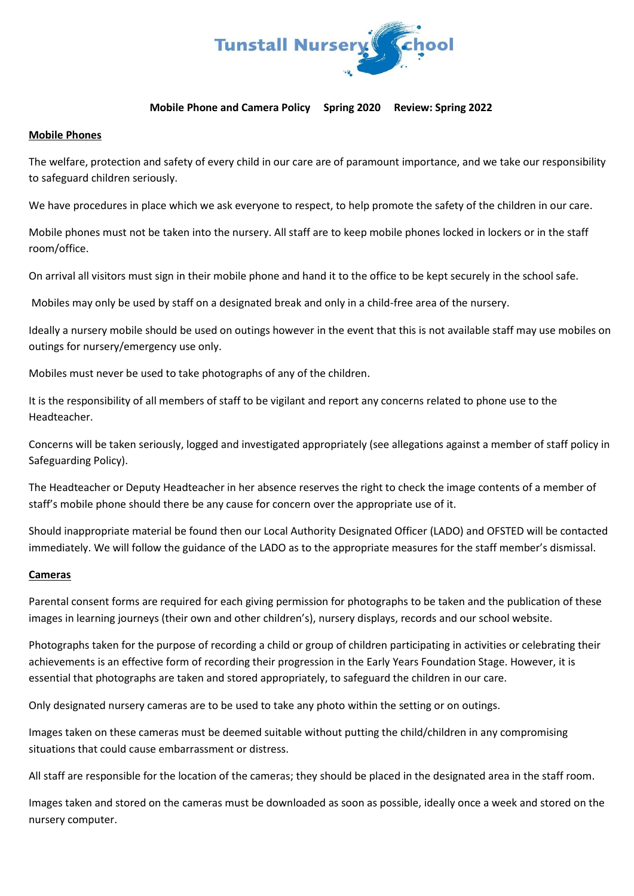# Tunstall Nursery School

**Mobile Phone and Camera Policy Spring 2020 Review: Spring 2022**

## Mobile Phones

The welfare, protection and safety of every child in our care are of paramount importance, and we take our responsibility to safeguard children seriously.

We have procedures in place which we ask everyone to respect, to help promote the safety of the children in our care.

Mobile phones must not be taken into the nursery. All staff are to keep mobile phones locked in lockers or in the staff room/office.

On arrival all visitors must sign in their mobile phone and hand it to the office to be kept securely in the school safe.

Mobiles may only be used by staff on a designated break and only in a child-free area of the nursery.

Ideally a nursery mobile should be used on outings however in the event that this is not available staff may use mobiles on outings for nursery/emergency use only.

Mobiles must never be used to take photographs of any of the children.

It is the responsibility of all members of staff to be vigilant and report any concerns related to phone use to the Headteacher.

Concerns will be taken seriously, logged and investigated appropriately (see allegations against a member of staff policy in Safeguarding Policy).

The Headteacher or Deputy Headteacher in her absence reserves the right to check the image contents of a member of staff's mobile phone should there be any cause for concern over the appropriate use of it.

Should inappropriate material be found then our Local Authority Designated Officer (LADO) and OFSTED will be contacted immediately. We will follow the guidance of the LADO as to the appropriate measures for the staff member's dismissal.

## Cameras

Parental consent forms are required for each giving permission for photographs to be taken and the publication of these images in learning journeys (their own and other children's), nursery displays, records and our school website.

Photographs taken for the purpose of recording a child or group of children participating in activities or celebrating their achievements is an effective form of recording their progression in the Early Years Foundation Stage. However, it is essential that photographs are taken and stored appropriately, to safeguard the children in our care.

Only designated nursery cameras are to be used to take any photo within the setting or on outings.

Images taken on these cameras must be deemed suitable without putting the child/children in any compromising situations that could cause embarrassment or distress.

All staff are responsible for the location of the cameras; they should be placed in the designated area in the staff room.

Images taken and stored on the cameras must be downloaded as soon as possible, ideally once a week and stored on the nursery computer.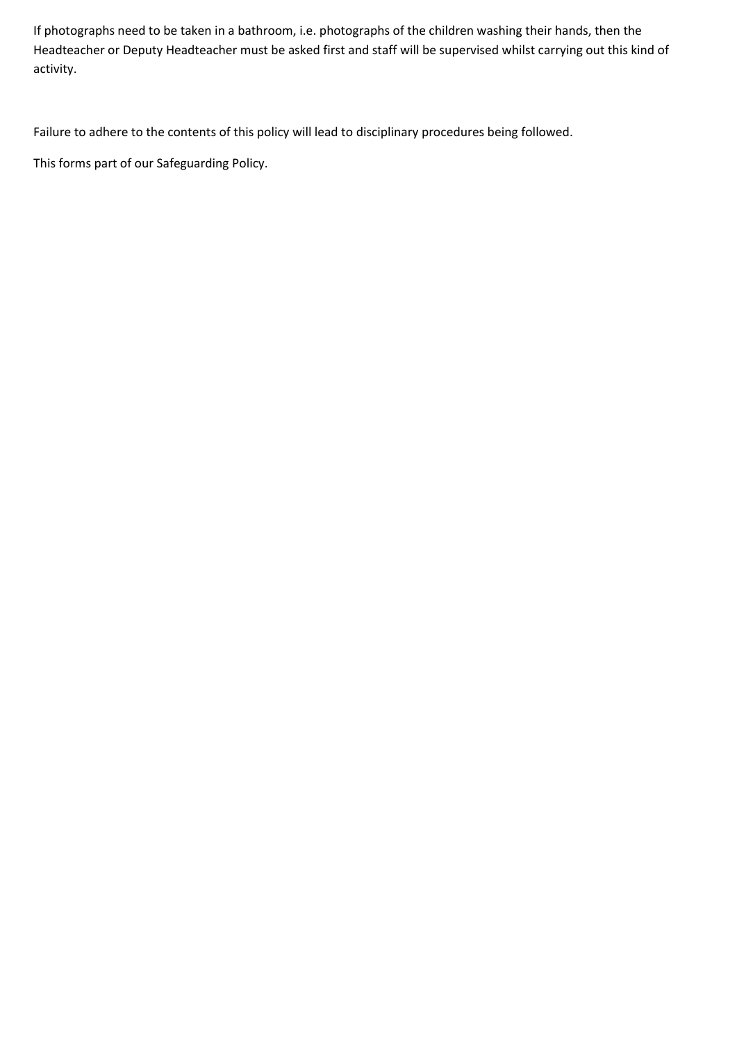If photographs need to be taken in a bathroom, i.e. photographs of the children washing their hands, then the Headteacher or Deputy Headteacher must be asked first and staff will be supervised whilst carrying out this kind of activity.

Failure to adhere to the contents of this policy will lead to disciplinary procedures being followed.

This forms part of our Safeguarding Policy.